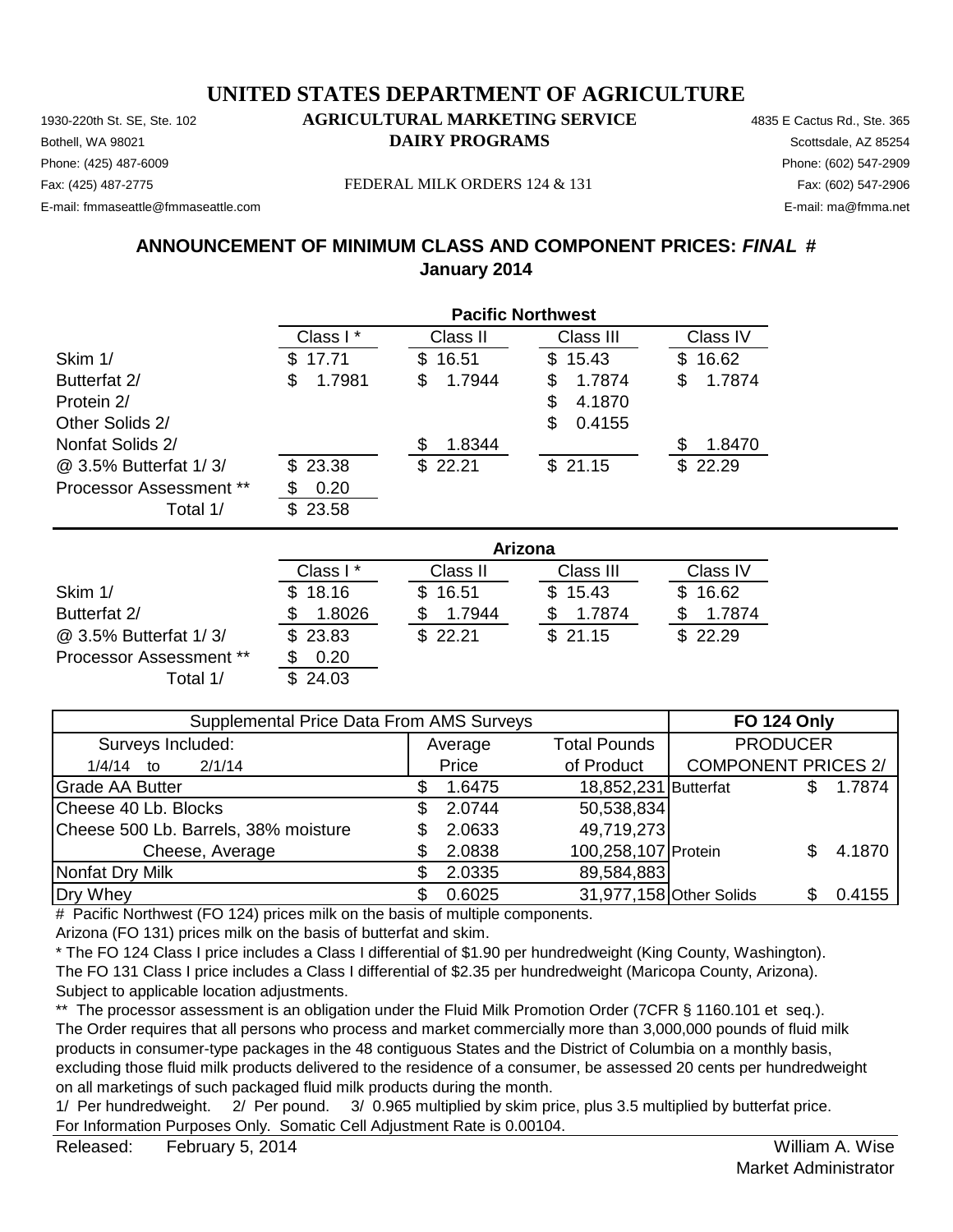# UNITED STATES DEPARTMENT OF AGRICULTURE

## AGRICULTURAL MARKETING SERVICE
## DAIRY PROGRAMS

1930-220th St. SE, Ste. 102
Bothell, WA 98021
Phone: (425) 487-6009
Fax: (425) 487-2775
E-mail: fmmaseattle@fmmaseattle.com

4835 E Cactus Rd., Ste. 365
Scottsdale, AZ 85254
Phone: (602) 547-2909
Fax: (602) 547-2906
E-mail: ma@fmma.net

FEDERAL MILK ORDERS 124 & 131

## ANNOUNCEMENT OF MINIMUM CLASS AND COMPONENT PRICES: *FINAL* #
## January 2014

| | **Pacific Northwest** | | | |
|---|---|---|---|---|
| | Class I * | Class II | Class III | Class IV |
| Skim 1/ | $ 17.71 | $ 16.51 | $ 15.43 | $ 16.62 |
| Butterfat 2/ | $ 1.7981 | $ 1.7944 | $ 1.7874 | $ 1.7874 |
| Protein 2/ | | | $ 4.1870 | |
| Other Solids 2/ | | | $ 0.4155 | |
| Nonfat Solids 2/ | | $ 1.8344 | | $ 1.8470 |
| @ 3.5% Butterfat 1/ 3/ | $ 23.38 | $ 22.21 | $ 21.15 | $ 22.29 |
| Processor Assessment ** | $ 0.20 | | | |
| Total 1/ | $ 23.58 | | | |

| | **Arizona** | | | |
|---|---|---|---|---|
| | Class I * | Class II | Class III | Class IV |
| Skim 1/ | $ 18.16 | $ 16.51 | $ 15.43 | $ 16.62 |
| Butterfat 2/ | $ 1.8026 | $ 1.7944 | $ 1.7874 | $ 1.7874 |
| @ 3.5% Butterfat 1/ 3/ | $ 23.83 | $ 22.21 | $ 21.15 | $ 22.29 |
| Processor Assessment ** | $ 0.20 | | | |
| Total 1/ | $ 24.03 | | | |

| Supplemental Price Data From AMS Surveys | | | **FO 124 Only** | |
|---|---|---|---|---|
| Surveys Included: | Average | Total Pounds | PRODUCER | |
| 1/4/14 to 2/1/14 | Price | of Product | COMPONENT PRICES 2/ | |
| Grade AA Butter | $ 1.6475 | 18,852,231 | Butterfat | $ 1.7874 |
| Cheese 40 Lb. Blocks | $ 2.0744 | 50,538,834 | | |
| Cheese 500 Lb. Barrels, 38% moisture | $ 2.0633 | 49,719,273 | | |
| Cheese, Average | $ 2.0838 | 100,258,107 | Protein | $ 4.1870 |
| Nonfat Dry Milk | $ 2.0335 | 89,584,883 | | |
| Dry Whey | $ 0.6025 | 31,977,158 | Other Solids | $ 0.4155 |

# Pacific Northwest (FO 124) prices milk on the basis of multiple components.
Arizona (FO 131) prices milk on the basis of butterfat and skim.

* The FO 124 Class I price includes a Class I differential of $1.90 per hundredweight (King County, Washington).
The FO 131 Class I price includes a Class I differential of $2.35 per hundredweight (Maricopa County, Arizona).
Subject to applicable location adjustments.

** The processor assessment is an obligation under the Fluid Milk Promotion Order (7CFR § 1160.101 et seq.).
The Order requires that all persons who process and market commercially more than 3,000,000 pounds of fluid milk products in consumer-type packages in the 48 contiguous States and the District of Columbia on a monthly basis, excluding those fluid milk products delivered to the residence of a consumer, be assessed 20 cents per hundredweight on all marketings of such packaged fluid milk products during the month.

1/ Per hundredweight. 2/ Per pound. 3/ 0.965 multiplied by skim price, plus 3.5 multiplied by butterfat price.
For Information Purposes Only. Somatic Cell Adjustment Rate is 0.00104.

Released: February 5, 2014

William A. Wise
Market Administrator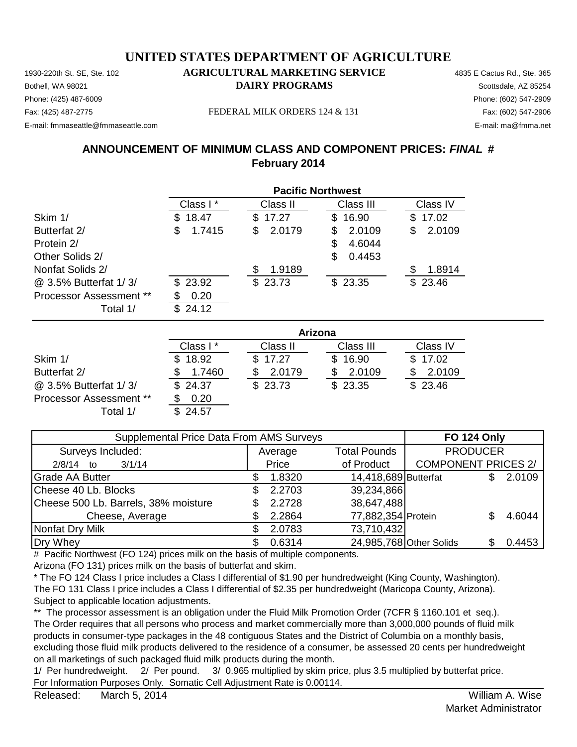# UNITED STATES DEPARTMENT OF AGRICULTURE

1930-220th St. SE, Ste. 102 **AGRICULTURAL MARKETING SERVICE** 4835 E Cactus Rd., Ste. 365
Bothell, WA 98021 **DAIRY PROGRAMS** Scottsdale, AZ 85254
Phone: (425) 487-6009 Phone: (602) 547-2909
Fax: (425) 487-2775 FEDERAL MILK ORDERS 124 & 131 Fax: (602) 547-2906
E-mail: fmmaseattle@fmmaseattle.com E-mail: ma@fmma.net

## ANNOUNCEMENT OF MINIMUM CLASS AND COMPONENT PRICES: *FINAL* #
## February 2014

| | **Pacific Northwest** | | | |
|---|---|---|---|---|
| | Class I * | Class II | Class III | Class IV |
| Skim 1/ | $ 18.47 | $ 17.27 | $ 16.90 | $ 17.02 |
| Butterfat 2/ | $ 1.7415 | $ 2.0179 | $ 2.0109 | $ 2.0109 |
| Protein 2/ | | | $ 4.6044 | |
| Other Solids 2/ | | | $ 0.4453 | |
| Nonfat Solids 2/ | | $ 1.9189 | | $ 1.8914 |
| @ 3.5% Butterfat 1/ 3/ | $ 23.92 | $ 23.73 | $ 23.35 | $ 23.46 |
| Processor Assessment ** | $ 0.20 | | | |
| Total 1/ | $ 24.12 | | | |

| | **Arizona** | | | |
|---|---|---|---|---|
| | Class I * | Class II | Class III | Class IV |
| Skim 1/ | $ 18.92 | $ 17.27 | $ 16.90 | $ 17.02 |
| Butterfat 2/ | $ 1.7460 | $ 2.0179 | $ 2.0109 | $ 2.0109 |
| @ 3.5% Butterfat 1/ 3/ | $ 24.37 | $ 23.73 | $ 23.35 | $ 23.46 |
| Processor Assessment ** | $ 0.20 | | | |
| Total 1/ | $ 24.57 | | | |

| Supplemental Price Data From AMS Surveys | | | **FO 124 Only** | |
|---|---|---|---|---|
| Surveys Included: | Average | Total Pounds | PRODUCER | |
| 2/8/14 to 3/1/14 | Price | of Product | COMPONENT PRICES 2/ | |
| Grade AA Butter | $ 1.8320 | 14,418,689 | Butterfat | $ 2.0109 |
| Cheese 40 Lb. Blocks | $ 2.2703 | 39,234,866 | | |
| Cheese 500 Lb. Barrels, 38% moisture | $ 2.2728 | 38,647,488 | | |
| Cheese, Average | $ 2.2864 | 77,882,354 | Protein | $ 4.6044 |
| Nonfat Dry Milk | $ 2.0783 | 73,710,432 | | |
| Dry Whey | $ 0.6314 | 24,985,768 | Other Solids | $ 0.4453 |

\# Pacific Northwest (FO 124) prices milk on the basis of multiple components.
Arizona (FO 131) prices milk on the basis of butterfat and skim.

\* The FO 124 Class I price includes a Class I differential of $1.90 per hundredweight (King County, Washington).
The FO 131 Class I price includes a Class I differential of $2.35 per hundredweight (Maricopa County, Arizona).
Subject to applicable location adjustments.

** The processor assessment is an obligation under the Fluid Milk Promotion Order (7CFR § 1160.101 et seq.).
The Order requires that all persons who process and market commercially more than 3,000,000 pounds of fluid milk products in consumer-type packages in the 48 contiguous States and the District of Columbia on a monthly basis, excluding those fluid milk products delivered to the residence of a consumer, be assessed 20 cents per hundredweight on all marketings of such packaged fluid milk products during the month.

1/ Per hundredweight. 2/ Per pound. 3/ 0.965 multiplied by skim price, plus 3.5 multiplied by butterfat price.
For Information Purposes Only. Somatic Cell Adjustment Rate is 0.00114.

Released: March 5, 2014

William A. Wise
Market Administrator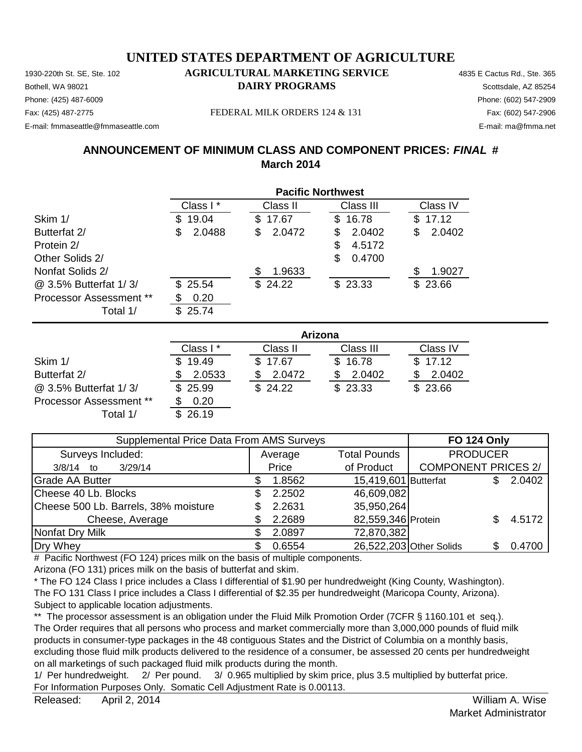# UNITED STATES DEPARTMENT OF AGRICULTURE

1930-220th St. SE, Ste. 102
Bothell, WA 98021
Phone: (425) 487-6009
Fax: (425) 487-2775
E-mail: fmmaseattle@fmmaseattle.com

**AGRICULTURAL MARKETING SERVICE**
**DAIRY PROGRAMS**

FEDERAL MILK ORDERS 124 & 131

4835 E Cactus Rd., Ste. 365
Scottsdale, AZ 85254
Phone: (602) 547-2909
Fax: (602) 547-2906
E-mail: ma@fmma.net

## ANNOUNCEMENT OF MINIMUM CLASS AND COMPONENT PRICES: *FINAL* #
## March 2014

| | **Pacific Northwest** | | | |
|---|---|---|---|---|
| | Class I * | Class II | Class III | Class IV |
| Skim 1/ | $ 19.04 | $ 17.67 | $ 16.78 | $ 17.12 |
| Butterfat 2/ | $ 2.0488 | $ 2.0472 | $ 2.0402 | $ 2.0402 |
| Protein 2/ | | | $ 4.5172 | |
| Other Solids 2/ | | | $ 0.4700 | |
| Nonfat Solids 2/ | | $ 1.9633 | | $ 1.9027 |
| @ 3.5% Butterfat 1/ 3/ | $ 25.54 | $ 24.22 | $ 23.33 | $ 23.66 |
| Processor Assessment ** | $ 0.20 | | | |
| Total 1/ | $ 25.74 | | | |

| | **Arizona** | | | |
|---|---|---|---|---|
| | Class I * | Class II | Class III | Class IV |
| Skim 1/ | $ 19.49 | $ 17.67 | $ 16.78 | $ 17.12 |
| Butterfat 2/ | $ 2.0533 | $ 2.0472 | $ 2.0402 | $ 2.0402 |
| @ 3.5% Butterfat 1/ 3/ | $ 25.99 | $ 24.22 | $ 23.33 | $ 23.66 |
| Processor Assessment ** | $ 0.20 | | | |
| Total 1/ | $ 26.19 | | | |

| Supplemental Price Data From AMS Surveys | | | **FO 124 Only** | |
|---|---|---|---|---|
| Surveys Included: | Average | Total Pounds | PRODUCER | |
| 3/8/14 to 3/29/14 | Price | of Product | COMPONENT PRICES 2/ | |
| Grade AA Butter | $ 1.8562 | 15,419,601 | Butterfat | $ 2.0402 |
| Cheese 40 Lb. Blocks | $ 2.2502 | 46,609,082 | | |
| Cheese 500 Lb. Barrels, 38% moisture | $ 2.2631 | 35,950,264 | | |
| Cheese, Average | $ 2.2689 | 82,559,346 | Protein | $ 4.5172 |
| Nonfat Dry Milk | $ 2.0897 | 72,870,382 | | |
| Dry Whey | $ 0.6554 | 26,522,203 | Other Solids | $ 0.4700 |

# Pacific Northwest (FO 124) prices milk on the basis of multiple components.
Arizona (FO 131) prices milk on the basis of butterfat and skim.

* The FO 124 Class I price includes a Class I differential of $1.90 per hundredweight (King County, Washington).
The FO 131 Class I price includes a Class I differential of $2.35 per hundredweight (Maricopa County, Arizona).
Subject to applicable location adjustments.

** The processor assessment is an obligation under the Fluid Milk Promotion Order (7CFR § 1160.101 et seq.).
The Order requires that all persons who process and market commercially more than 3,000,000 pounds of fluid milk products in consumer-type packages in the 48 contiguous States and the District of Columbia on a monthly basis, excluding those fluid milk products delivered to the residence of a consumer, be assessed 20 cents per hundredweight on all marketings of such packaged fluid milk products during the month.

1/ Per hundredweight. 2/ Per pound. 3/ 0.965 multiplied by skim price, plus 3.5 multiplied by butterfat price.
For Information Purposes Only. Somatic Cell Adjustment Rate is 0.00113.

Released: April 2, 2014

William A. Wise
Market Administrator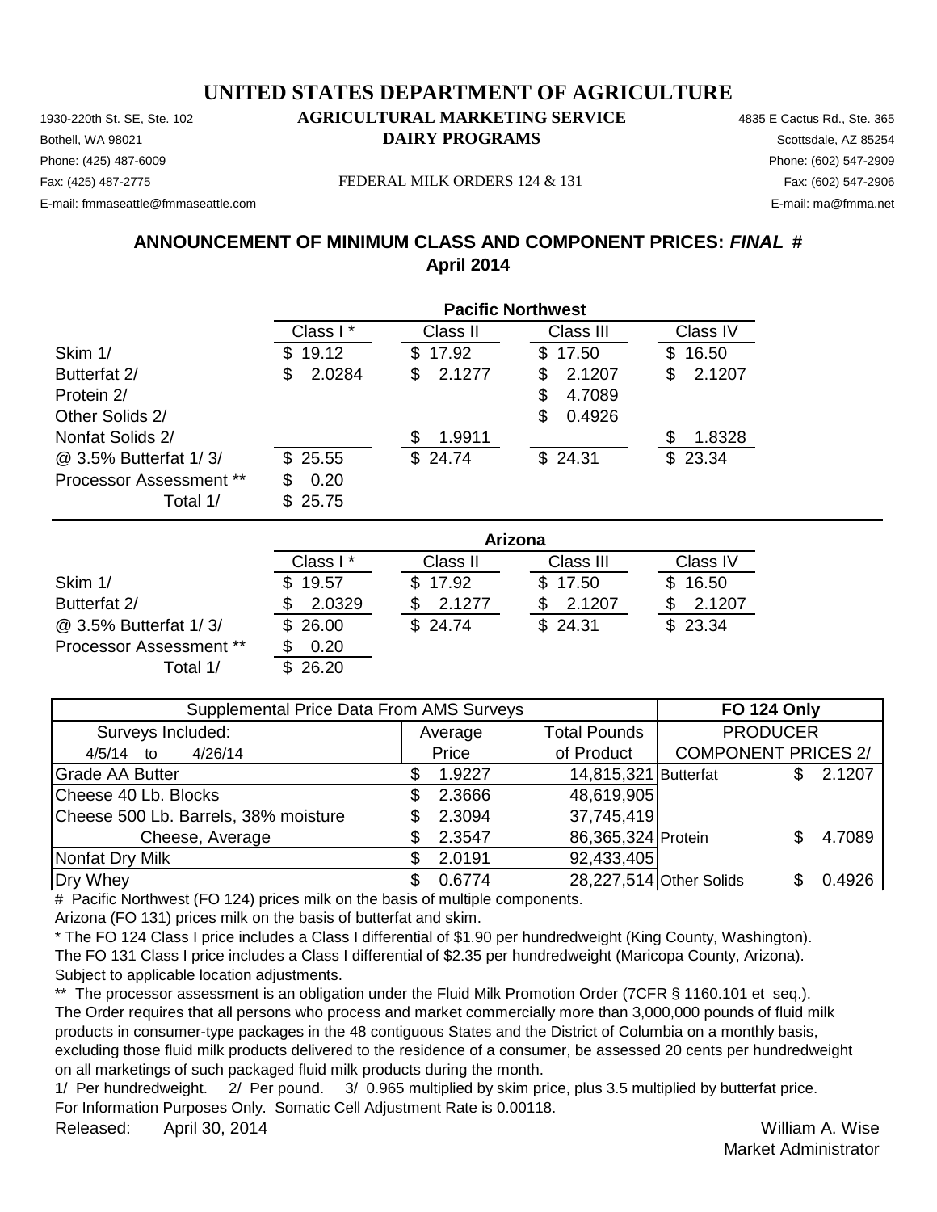# UNITED STATES DEPARTMENT OF AGRICULTURE

1930-220th St. SE, Ste. 102
Bothell, WA 98021
Phone: (425) 487-6009
Fax: (425) 487-2775
E-mail: fmmaseattle@fmmaseattle.com

**AGRICULTURAL MARKETING SERVICE**
**DAIRY PROGRAMS**

FEDERAL MILK ORDERS 124 & 131

4835 E Cactus Rd., Ste. 365
Scottsdale, AZ 85254
Phone: (602) 547-2909
Fax: (602) 547-2906
E-mail: ma@fmma.net

## ANNOUNCEMENT OF MINIMUM CLASS AND COMPONENT PRICES: *FINAL* #
## April 2014

| Pacific Northwest | Class I * | Class II | Class III | Class IV |
|---|---|---|---|---|
| Skim 1/ | $ 19.12 | $ 17.92 | $ 17.50 | $ 16.50 |
| Butterfat 2/ | $ 2.0284 | $ 2.1277 | $ 2.1207 | $ 2.1207 |
| Protein 2/ | | | $ 4.7089 | |
| Other Solids 2/ | | | $ 0.4926 | |
| Nonfat Solids 2/ | | $ 1.9911 | | $ 1.8328 |
| @ 3.5% Butterfat 1/ 3/ | $ 25.55 | $ 24.74 | $ 24.31 | $ 23.34 |
| Processor Assessment ** | $ 0.20 | | | |
| Total 1/ | $ 25.75 | | | |

| Arizona | Class I * | Class II | Class III | Class IV |
|---|---|---|---|---|
| Skim 1/ | $ 19.57 | $ 17.92 | $ 17.50 | $ 16.50 |
| Butterfat 2/ | $ 2.0329 | $ 2.1277 | $ 2.1207 | $ 2.1207 |
| @ 3.5% Butterfat 1/ 3/ | $ 26.00 | $ 24.74 | $ 24.31 | $ 23.34 |
| Processor Assessment ** | $ 0.20 | | | |
| Total 1/ | $ 26.20 | | | |

| Supplemental Price Data From AMS Surveys | | | FO 124 Only | |
|---|---|---|---|---|
| Surveys Included: 4/5/14 to 4/26/14 | Average Price | Total Pounds of Product | PRODUCER COMPONENT PRICES 2/ | |
| Grade AA Butter | $ 1.9227 | 14,815,321 | Butterfat | $ 2.1207 |
| Cheese 40 Lb. Blocks | $ 2.3666 | 48,619,905 | | |
| Cheese 500 Lb. Barrels, 38% moisture | $ 2.3094 | 37,745,419 | | |
| Cheese, Average | $ 2.3547 | 86,365,324 | Protein | $ 4.7089 |
| Nonfat Dry Milk | $ 2.0191 | 92,433,405 | | |
| Dry Whey | $ 0.6774 | 28,227,514 | Other Solids | $ 0.4926 |

\# Pacific Northwest (FO 124) prices milk on the basis of multiple components.
Arizona (FO 131) prices milk on the basis of butterfat and skim.

\* The FO 124 Class I price includes a Class I differential of $1.90 per hundredweight (King County, Washington).
The FO 131 Class I price includes a Class I differential of $2.35 per hundredweight (Maricopa County, Arizona).
Subject to applicable location adjustments.

** The processor assessment is an obligation under the Fluid Milk Promotion Order (7CFR § 1160.101 et seq.).
The Order requires that all persons who process and market commercially more than 3,000,000 pounds of fluid milk products in consumer-type packages in the 48 contiguous States and the District of Columbia on a monthly basis, excluding those fluid milk products delivered to the residence of a consumer, be assessed 20 cents per hundredweight on all marketings of such packaged fluid milk products during the month.

1/ Per hundredweight. 2/ Per pound. 3/ 0.965 multiplied by skim price, plus 3.5 multiplied by butterfat price.
For Information Purposes Only. Somatic Cell Adjustment Rate is 0.00118.

Released: April 30, 2014

William A. Wise
Market Administrator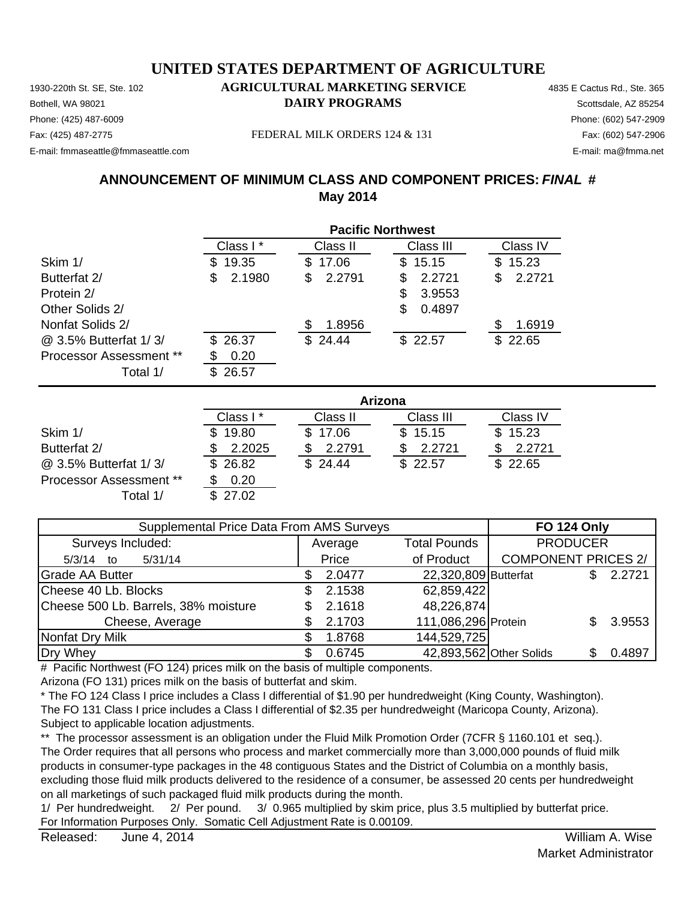# UNITED STATES DEPARTMENT OF AGRICULTURE

## AGRICULTURAL MARKETING SERVICE

## DAIRY PROGRAMS

1930-220th St. SE, Ste. 102
Bothell, WA 98021
Phone: (425) 487-6009
Fax: (425) 487-2775
E-mail: fmmaseattle@fmmaseattle.com

FEDERAL MILK ORDERS 124 & 131

4835 E Cactus Rd., Ste. 365
Scottsdale, AZ 85254
Phone: (602) 547-2909
Fax: (602) 547-2906
E-mail: ma@fmma.net

### ANNOUNCEMENT OF MINIMUM CLASS AND COMPONENT PRICES: *FINAL* #
### May 2014

| Pacific Northwest | Class I * | Class II | Class III | Class IV |
|---|---|---|---|---|
| Skim 1/ | $ 19.35 | $ 17.06 | $ 15.15 | $ 15.23 |
| Butterfat 2/ | $ 2.1980 | $ 2.2791 | $ 2.2721 | $ 2.2721 |
| Protein 2/ | | | $ 3.9553 | |
| Other Solids 2/ | | | $ 0.4897 | |
| Nonfat Solids 2/ | | $ 1.8956 | | $ 1.6919 |
| @ 3.5% Butterfat 1/ 3/ | $ 26.37 | $ 24.44 | $ 22.57 | $ 22.65 |
| Processor Assessment ** | $ 0.20 | | | |
| Total 1/ | $ 26.57 | | | |

| Arizona | Class I * | Class II | Class III | Class IV |
|---|---|---|---|---|
| Skim 1/ | $ 19.80 | $ 17.06 | $ 15.15 | $ 15.23 |
| Butterfat 2/ | $ 2.2025 | $ 2.2791 | $ 2.2721 | $ 2.2721 |
| @ 3.5% Butterfat 1/ 3/ | $ 26.82 | $ 24.44 | $ 22.57 | $ 22.65 |
| Processor Assessment ** | $ 0.20 | | | |
| Total 1/ | $ 27.02 | | | |

| Supplemental Price Data From AMS Surveys | | | FO 124 Only | |
|---|---|---|---|---|
| Surveys Included: 5/3/14 to 5/31/14 | Average Price | Total Pounds of Product | PRODUCER COMPONENT PRICES 2/ | |
| Grade AA Butter | $ 2.0477 | 22,320,809 | Butterfat | $ 2.2721 |
| Cheese 40 Lb. Blocks | $ 2.1538 | 62,859,422 | | |
| Cheese 500 Lb. Barrels, 38% moisture | $ 2.1618 | 48,226,874 | | |
| Cheese, Average | $ 2.1703 | 111,086,296 | Protein | $ 3.9553 |
| Nonfat Dry Milk | $ 1.8768 | 144,529,725 | | |
| Dry Whey | $ 0.6745 | 42,893,562 | Other Solids | $ 0.4897 |

\# Pacific Northwest (FO 124) prices milk on the basis of multiple components.
Arizona (FO 131) prices milk on the basis of butterfat and skim.

\* The FO 124 Class I price includes a Class I differential of $1.90 per hundredweight (King County, Washington).
The FO 131 Class I price includes a Class I differential of $2.35 per hundredweight (Maricopa County, Arizona).
Subject to applicable location adjustments.

\** The processor assessment is an obligation under the Fluid Milk Promotion Order (7CFR § 1160.101 et seq.).
The Order requires that all persons who process and market commercially more than 3,000,000 pounds of fluid milk products in consumer-type packages in the 48 contiguous States and the District of Columbia on a monthly basis, excluding those fluid milk products delivered to the residence of a consumer, be assessed 20 cents per hundredweight on all marketings of such packaged fluid milk products during the month.

1/ Per hundredweight. 2/ Per pound. 3/ 0.965 multiplied by skim price, plus 3.5 multiplied by butterfat price.
For Information Purposes Only. Somatic Cell Adjustment Rate is 0.00109.

Released: June 4, 2014

William A. Wise
Market Administrator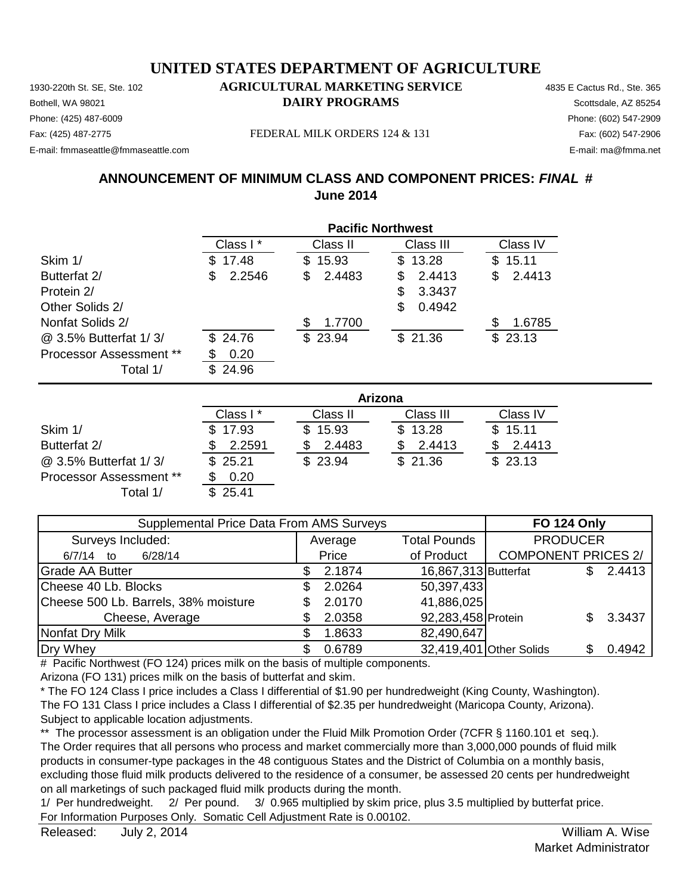# UNITED STATES DEPARTMENT OF AGRICULTURE

## AGRICULTURAL MARKETING SERVICE

## DAIRY PROGRAMS

1930-220th St. SE, Ste. 102
Bothell, WA 98021
Phone: (425) 487-6009
Fax: (425) 487-2775
E-mail: fmmaseattle@fmmaseattle.com

FEDERAL MILK ORDERS 124 & 131

4835 E Cactus Rd., Ste. 365
Scottsdale, AZ 85254
Phone: (602) 547-2909
Fax: (602) 547-2906
E-mail: ma@fmma.net

### ANNOUNCEMENT OF MINIMUM CLASS AND COMPONENT PRICES: *FINAL* #

### June 2014

| | Pacific Northwest | | | |
|---|---|---|---|---|
| | Class I * | Class II | Class III | Class IV |
| Skim 1/ | $ 17.48 | $ 15.93 | $ 13.28 | $ 15.11 |
| Butterfat 2/ | $ 2.2546 | $ 2.4483 | $ 2.4413 | $ 2.4413 |
| Protein 2/ | | | $ 3.3437 | |
| Other Solids 2/ | | | $ 0.4942 | |
| Nonfat Solids 2/ | | $ 1.7700 | | $ 1.6785 |
| @ 3.5% Butterfat 1/ 3/ | $ 24.76 | $ 23.94 | $ 21.36 | $ 23.13 |
| Processor Assessment ** | $ 0.20 | | | |
| Total 1/ | $ 24.96 | | | |

| | Arizona | | | |
|---|---|---|---|---|
| | Class I * | Class II | Class III | Class IV |
| Skim 1/ | $ 17.93 | $ 15.93 | $ 13.28 | $ 15.11 |
| Butterfat 2/ | $ 2.2591 | $ 2.4483 | $ 2.4413 | $ 2.4413 |
| @ 3.5% Butterfat 1/ 3/ | $ 25.21 | $ 23.94 | $ 21.36 | $ 23.13 |
| Processor Assessment ** | $ 0.20 | | | |
| Total 1/ | $ 25.41 | | | |

| Supplemental Price Data From AMS Surveys | | | FO 124 Only | |
|---|---|---|---|---|
| Surveys Included: | Average | Total Pounds | PRODUCER | |
| 6/7/14 to 6/28/14 | Price | of Product | COMPONENT PRICES 2/ | |
| Grade AA Butter | $ 2.1874 | 16,867,313 | Butterfat | $ 2.4413 |
| Cheese 40 Lb. Blocks | $ 2.0264 | 50,397,433 | | |
| Cheese 500 Lb. Barrels, 38% moisture | $ 2.0170 | 41,886,025 | | |
| Cheese, Average | $ 2.0358 | 92,283,458 | Protein | $ 3.3437 |
| Nonfat Dry Milk | $ 1.8633 | 82,490,647 | | |
| Dry Whey | $ 0.6789 | 32,419,401 | Other Solids | $ 0.4942 |

# Pacific Northwest (FO 124) prices milk on the basis of multiple components.
Arizona (FO 131) prices milk on the basis of butterfat and skim.

* The FO 124 Class I price includes a Class I differential of $1.90 per hundredweight (King County, Washington).
The FO 131 Class I price includes a Class I differential of $2.35 per hundredweight (Maricopa County, Arizona).
Subject to applicable location adjustments.

** The processor assessment is an obligation under the Fluid Milk Promotion Order (7CFR § 1160.101 et seq.).
The Order requires that all persons who process and market commercially more than 3,000,000 pounds of fluid milk products in consumer-type packages in the 48 contiguous States and the District of Columbia on a monthly basis, excluding those fluid milk products delivered to the residence of a consumer, be assessed 20 cents per hundredweight on all marketings of such packaged fluid milk products during the month.

1/ Per hundredweight. 2/ Per pound. 3/ 0.965 multiplied by skim price, plus 3.5 multiplied by butterfat price.
For Information Purposes Only. Somatic Cell Adjustment Rate is 0.00102.

Released: July 2, 2014

William A. Wise
Market Administrator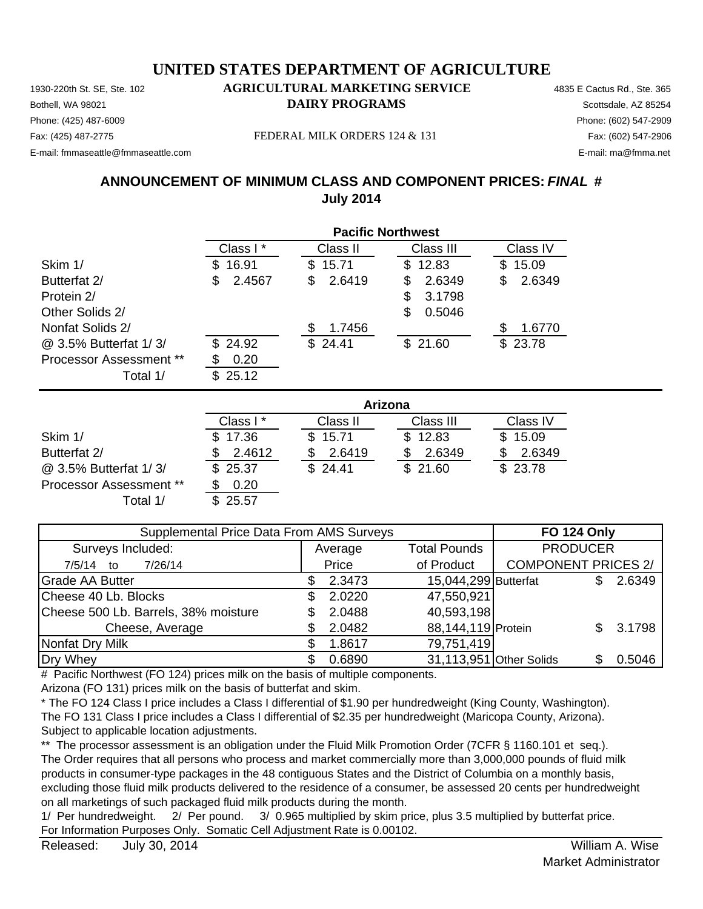# UNITED STATES DEPARTMENT OF AGRICULTURE

1930-220th St. SE, Ste. 102 **AGRICULTURAL MARKETING SERVICE** 4835 E Cactus Rd., Ste. 365
Bothell, WA 98021 **DAIRY PROGRAMS** Scottsdale, AZ 85254
Phone: (425) 487-6009 Phone: (602) 547-2909
Fax: (425) 487-2775 FEDERAL MILK ORDERS 124 & 131 Fax: (602) 547-2906
E-mail: fmmaseattle@fmmaseattle.com E-mail: ma@fmma.net

## ANNOUNCEMENT OF MINIMUM CLASS AND COMPONENT PRICES: *FINAL* #
## July 2014

| | Pacific Northwest | | | |
|---|---|---|---|---|
| | Class I * | Class II | Class III | Class IV |
| Skim 1/ | $ 16.91 | $ 15.71 | $ 12.83 | $ 15.09 |
| Butterfat 2/ | $ 2.4567 | $ 2.6419 | $ 2.6349 | $ 2.6349 |
| Protein 2/ | | | $ 3.1798 | |
| Other Solids 2/ | | | $ 0.5046 | |
| Nonfat Solids 2/ | | $ 1.7456 | | $ 1.6770 |
| @ 3.5% Butterfat 1/ 3/ | $ 24.92 | $ 24.41 | $ 21.60 | $ 23.78 |
| Processor Assessment ** | $ 0.20 | | | |
| Total 1/ | $ 25.12 | | | |

| | Arizona | | | |
|---|---|---|---|---|
| | Class I * | Class II | Class III | Class IV |
| Skim 1/ | $ 17.36 | $ 15.71 | $ 12.83 | $ 15.09 |
| Butterfat 2/ | $ 2.4612 | $ 2.6419 | $ 2.6349 | $ 2.6349 |
| @ 3.5% Butterfat 1/ 3/ | $ 25.37 | $ 24.41 | $ 21.60 | $ 23.78 |
| Processor Assessment ** | $ 0.20 | | | |
| Total 1/ | $ 25.57 | | | |

| Supplemental Price Data From AMS Surveys | | | FO 124 Only | |
|---|---|---|---|---|
| Surveys Included: | Average | Total Pounds | PRODUCER | |
| 7/5/14 to 7/26/14 | Price | of Product | COMPONENT PRICES 2/ | |
| Grade AA Butter | $ 2.3473 | 15,044,299 | Butterfat | $ 2.6349 |
| Cheese 40 Lb. Blocks | $ 2.0220 | 47,550,921 | | |
| Cheese 500 Lb. Barrels, 38% moisture | $ 2.0488 | 40,593,198 | | |
| Cheese, Average | $ 2.0482 | 88,144,119 | Protein | $ 3.1798 |
| Nonfat Dry Milk | $ 1.8617 | 79,751,419 | | |
| Dry Whey | $ 0.6890 | 31,113,951 | Other Solids | $ 0.5046 |

\# Pacific Northwest (FO 124) prices milk on the basis of multiple components.
Arizona (FO 131) prices milk on the basis of butterfat and skim.
\* The FO 124 Class I price includes a Class I differential of $1.90 per hundredweight (King County, Washington).
The FO 131 Class I price includes a Class I differential of $2.35 per hundredweight (Maricopa County, Arizona).
Subject to applicable location adjustments.
\*\* The processor assessment is an obligation under the Fluid Milk Promotion Order (7CFR § 1160.101 et seq.).
The Order requires that all persons who process and market commercially more than 3,000,000 pounds of fluid milk products in consumer-type packages in the 48 contiguous States and the District of Columbia on a monthly basis, excluding those fluid milk products delivered to the residence of a consumer, be assessed 20 cents per hundredweight on all marketings of such packaged fluid milk products during the month.
1/ Per hundredweight. 2/ Per pound. 3/ 0.965 multiplied by skim price, plus 3.5 multiplied by butterfat price.
For Information Purposes Only. Somatic Cell Adjustment Rate is 0.00102.

Released: July 30, 2014

William A. Wise
Market Administrator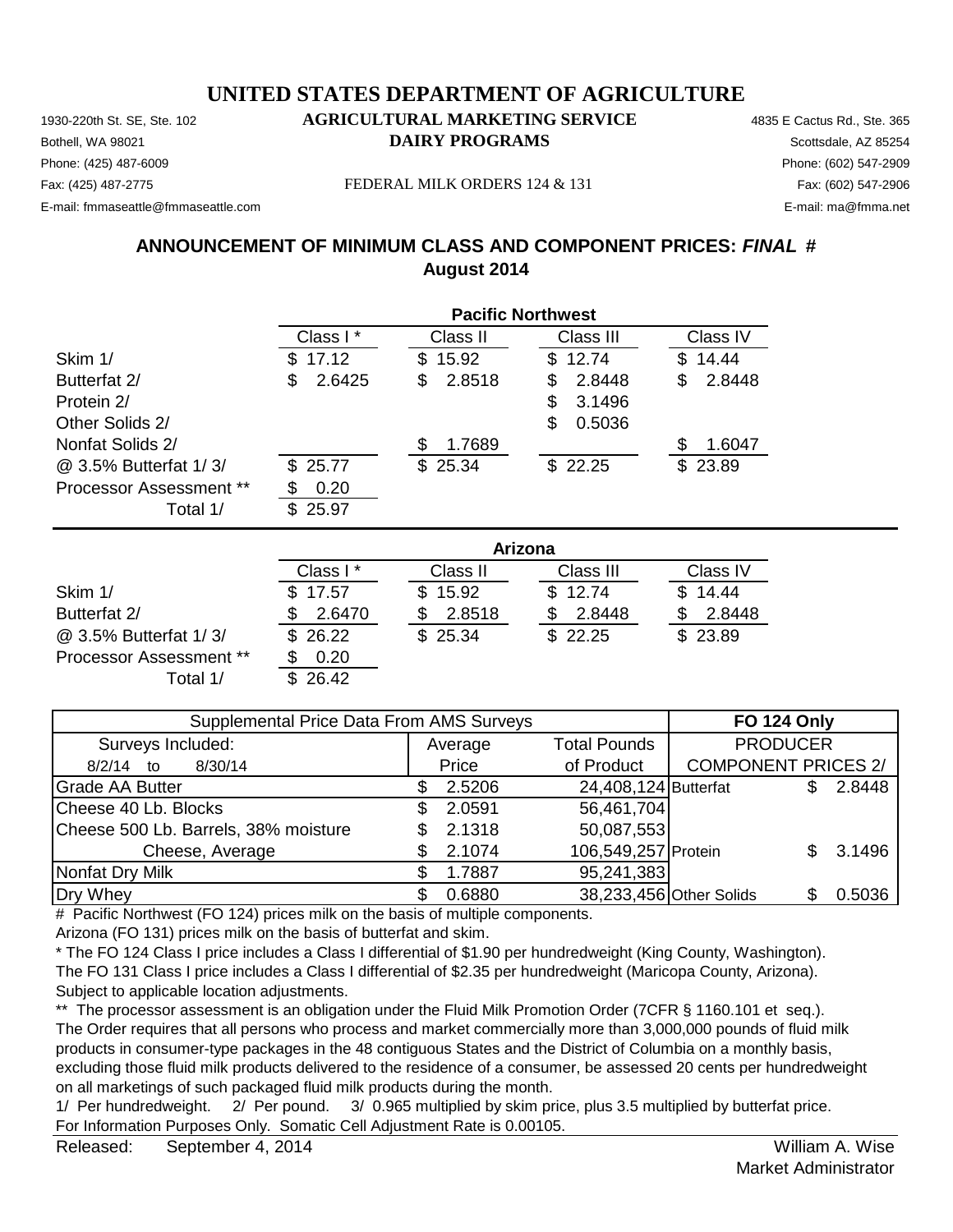# UNITED STATES DEPARTMENT OF AGRICULTURE

## AGRICULTURAL MARKETING SERVICE
## DAIRY PROGRAMS

1930-220th St. SE, Ste. 102
Bothell, WA 98021
Phone: (425) 487-6009
Fax: (425) 487-2775
E-mail: fmmaseattle@fmmaseattle.com

FEDERAL MILK ORDERS 124 & 131

4835 E Cactus Rd., Ste. 365
Scottsdale, AZ 85254
Phone: (602) 547-2909
Fax: (602) 547-2906
E-mail: ma@fmma.net

## ANNOUNCEMENT OF MINIMUM CLASS AND COMPONENT PRICES: *FINAL* #
## August 2014

| | Pacific Northwest | | | |
|---|---|---|---|---|
| | Class I * | Class II | Class III | Class IV |
| Skim 1/ | $ 17.12 | $ 15.92 | $ 12.74 | $ 14.44 |
| Butterfat 2/ | $ 2.6425 | $ 2.8518 | $ 2.8448 | $ 2.8448 |
| Protein 2/ | | | $ 3.1496 | |
| Other Solids 2/ | | | $ 0.5036 | |
| Nonfat Solids 2/ | | $ 1.7689 | | $ 1.6047 |
| @ 3.5% Butterfat 1/ 3/ | $ 25.77 | $ 25.34 | $ 22.25 | $ 23.89 |
| Processor Assessment ** | $ 0.20 | | | |
| Total 1/ | $ 25.97 | | | |

| | Arizona | | | |
|---|---|---|---|---|
| | Class I * | Class II | Class III | Class IV |
| Skim 1/ | $ 17.57 | $ 15.92 | $ 12.74 | $ 14.44 |
| Butterfat 2/ | $ 2.6470 | $ 2.8518 | $ 2.8448 | $ 2.8448 |
| @ 3.5% Butterfat 1/ 3/ | $ 26.22 | $ 25.34 | $ 22.25 | $ 23.89 |
| Processor Assessment ** | $ 0.20 | | | |
| Total 1/ | $ 26.42 | | | |

| Supplemental Price Data From AMS Surveys | | | FO 124 Only | |
|---|---|---|---|---|
| Surveys Included: | Average | Total Pounds | PRODUCER | |
| 8/2/14 to 8/30/14 | Price | of Product | COMPONENT PRICES 2/ | |
| Grade AA Butter | $ 2.5206 | 24,408,124 | Butterfat | $ 2.8448 |
| Cheese 40 Lb. Blocks | $ 2.0591 | 56,461,704 | | |
| Cheese 500 Lb. Barrels, 38% moisture | $ 2.1318 | 50,087,553 | | |
| Cheese, Average | $ 2.1074 | 106,549,257 | Protein | $ 3.1496 |
| Nonfat Dry Milk | $ 1.7887 | 95,241,383 | | |
| Dry Whey | $ 0.6880 | 38,233,456 | Other Solids | $ 0.5036 |

# Pacific Northwest (FO 124) prices milk on the basis of multiple components.
Arizona (FO 131) prices milk on the basis of butterfat and skim.

\* The FO 124 Class I price includes a Class I differential of $1.90 per hundredweight (King County, Washington).
The FO 131 Class I price includes a Class I differential of $2.35 per hundredweight (Maricopa County, Arizona).
Subject to applicable location adjustments.

** The processor assessment is an obligation under the Fluid Milk Promotion Order (7CFR § 1160.101 et seq.).
The Order requires that all persons who process and market commercially more than 3,000,000 pounds of fluid milk products in consumer-type packages in the 48 contiguous States and the District of Columbia on a monthly basis, excluding those fluid milk products delivered to the residence of a consumer, be assessed 20 cents per hundredweight on all marketings of such packaged fluid milk products during the month.

1/ Per hundredweight. 2/ Per pound. 3/ 0.965 multiplied by skim price, plus 3.5 multiplied by butterfat price.
For Information Purposes Only. Somatic Cell Adjustment Rate is 0.00105.

Released: September 4, 2014

William A. Wise
Market Administrator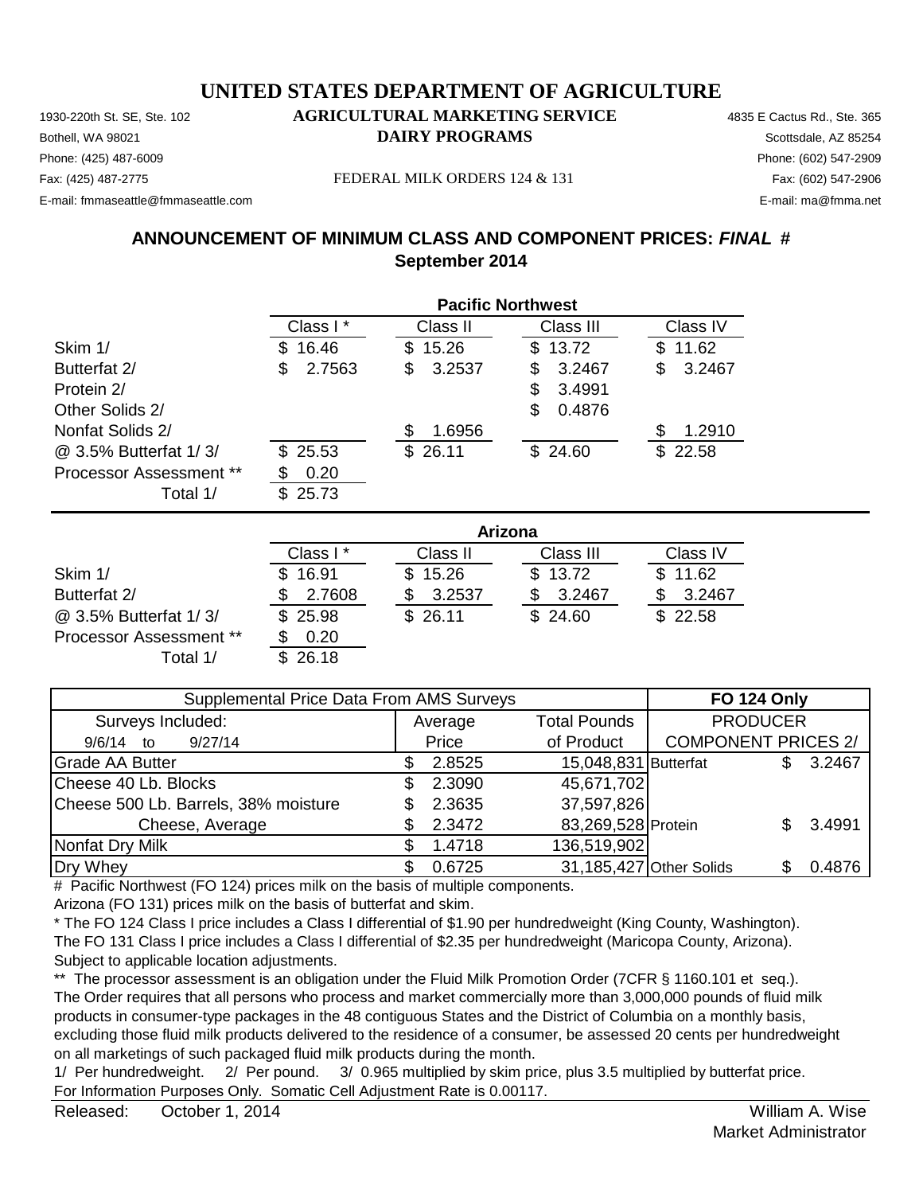# UNITED STATES DEPARTMENT OF AGRICULTURE

1930-220th St. SE, Ste. 102 | **AGRICULTURAL MARKETING SERVICE** | 4835 E Cactus Rd., Ste. 365
Bothell, WA 98021 | **DAIRY PROGRAMS** | Scottsdale, AZ 85254
Phone: (425) 487-6009 | Phone: (602) 547-2909
Fax: (425) 487-2775 | FEDERAL MILK ORDERS 124 & 131 | Fax: (602) 547-2906
E-mail: fmmaseattle@fmmaseattle.com | E-mail: ma@fmma.net

## ANNOUNCEMENT OF MINIMUM CLASS AND COMPONENT PRICES: *FINAL* #
## September 2014

| | **Pacific Northwest** | | | |
|---|---|---|---|---|
| | Class I * | Class II | Class III | Class IV |
| Skim 1/ | $ 16.46 | $ 15.26 | $ 13.72 | $ 11.62 |
| Butterfat 2/ | $ 2.7563 | $ 3.2537 | $ 3.2467 | $ 3.2467 |
| Protein 2/ | | | $ 3.4991 | |
| Other Solids 2/ | | | $ 0.4876 | |
| Nonfat Solids 2/ | | $ 1.6956 | | $ 1.2910 |
| @ 3.5% Butterfat 1/ 3/ | $ 25.53 | $ 26.11 | $ 24.60 | $ 22.58 |
| Processor Assessment ** | $ 0.20 | | | |
| Total 1/ | $ 25.73 | | | |

| | **Arizona** | | | |
|---|---|---|---|---|
| | Class I * | Class II | Class III | Class IV |
| Skim 1/ | $ 16.91 | $ 15.26 | $ 13.72 | $ 11.62 |
| Butterfat 2/ | $ 2.7608 | $ 3.2537 | $ 3.2467 | $ 3.2467 |
| @ 3.5% Butterfat 1/ 3/ | $ 25.98 | $ 26.11 | $ 24.60 | $ 22.58 |
| Processor Assessment ** | $ 0.20 | | | |
| Total 1/ | $ 26.18 | | | |

| Supplemental Price Data From AMS Surveys | | | **FO 124 Only** | |
|---|---|---|---|---|
| Surveys Included: | Average | Total Pounds | PRODUCER | |
| 9/6/14 to 9/27/14 | Price | of Product | COMPONENT PRICES 2/ | |
| Grade AA Butter | $ 2.8525 | 15,048,831 | Butterfat | $ 3.2467 |
| Cheese 40 Lb. Blocks | $ 2.3090 | 45,671,702 | | |
| Cheese 500 Lb. Barrels, 38% moisture | $ 2.3635 | 37,597,826 | | |
| Cheese, Average | $ 2.3472 | 83,269,528 | Protein | $ 3.4991 |
| Nonfat Dry Milk | $ 1.4718 | 136,519,902 | | |
| Dry Whey | $ 0.6725 | 31,185,427 | Other Solids | $ 0.4876 |

\# Pacific Northwest (FO 124) prices milk on the basis of multiple components.
Arizona (FO 131) prices milk on the basis of butterfat and skim.

\* The FO 124 Class I price includes a Class I differential of $1.90 per hundredweight (King County, Washington).
The FO 131 Class I price includes a Class I differential of $2.35 per hundredweight (Maricopa County, Arizona).
Subject to applicable location adjustments.

\*\* The processor assessment is an obligation under the Fluid Milk Promotion Order (7CFR § 1160.101 et seq.).
The Order requires that all persons who process and market commercially more than 3,000,000 pounds of fluid milk products in consumer-type packages in the 48 contiguous States and the District of Columbia on a monthly basis, excluding those fluid milk products delivered to the residence of a consumer, be assessed 20 cents per hundredweight on all marketings of such packaged fluid milk products during the month.

1/ Per hundredweight. 2/ Per pound. 3/ 0.965 multiplied by skim price, plus 3.5 multiplied by butterfat price.
For Information Purposes Only. Somatic Cell Adjustment Rate is 0.00117.

Released: October 1, 2014

William A. Wise
Market Administrator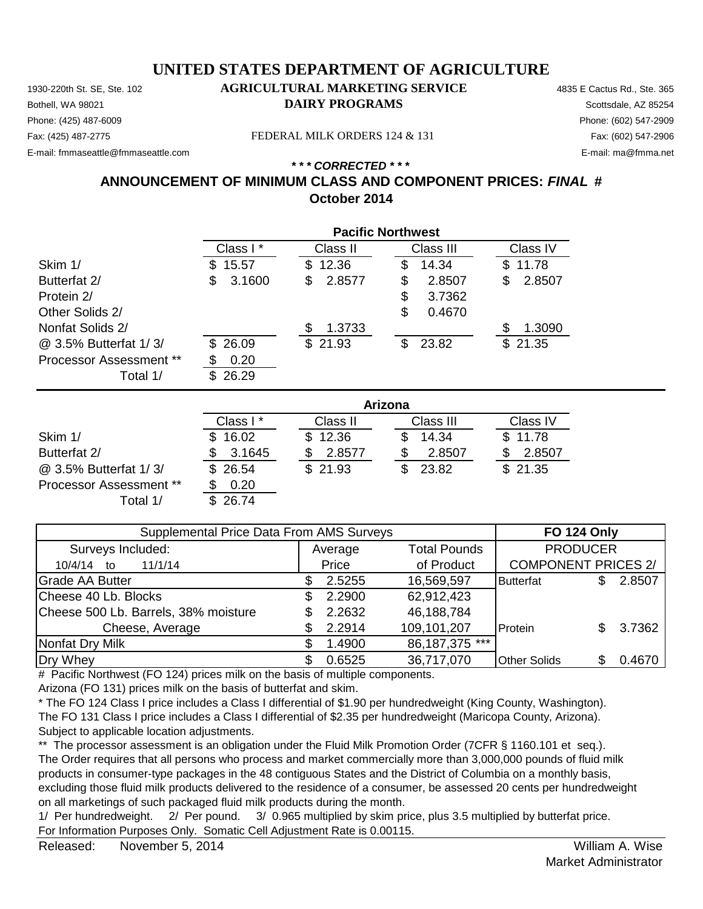# UNITED STATES DEPARTMENT OF AGRICULTURE

1930-220th St. SE, Ste. 102
Bothell, WA 98021
Phone: (425) 487-6009
Fax: (425) 487-2775
E-mail: fmmaseattle@fmmaseattle.com

**AGRICULTURAL MARKETING SERVICE**
**DAIRY PROGRAMS**

FEDERAL MILK ORDERS 124 & 131

4835 E Cactus Rd., Ste. 365
Scottsdale, AZ 85254
Phone: (602) 547-2909
Fax: (602) 547-2906
E-mail: ma@fmma.net

***\* \* \* CORRECTED \* \* \****

## ANNOUNCEMENT OF MINIMUM CLASS AND COMPONENT PRICES: *FINAL* #
## October 2014

| | Pacific Northwest | | | |
|---|---|---|---|---|
| | Class I * | Class II | Class III | Class IV |
| Skim 1/ | $ 15.57 | $ 12.36 | $ 14.34 | $ 11.78 |
| Butterfat 2/ | $ 3.1600 | $ 2.8577 | $ 2.8507 | $ 2.8507 |
| Protein 2/ | | | $ 3.7362 | |
| Other Solids 2/ | | | $ 0.4670 | |
| Nonfat Solids 2/ | | $ 1.3733 | | $ 1.3090 |
| @ 3.5% Butterfat 1/ 3/ | $ 26.09 | $ 21.93 | $ 23.82 | $ 21.35 |
| Processor Assessment ** | $ 0.20 | | | |
| Total 1/ | $ 26.29 | | | |

| | Arizona | | | |
|---|---|---|---|---|
| | Class I * | Class II | Class III | Class IV |
| Skim 1/ | $ 16.02 | $ 12.36 | $ 14.34 | $ 11.78 |
| Butterfat 2/ | $ 3.1645 | $ 2.8577 | $ 2.8507 | $ 2.8507 |
| @ 3.5% Butterfat 1/ 3/ | $ 26.54 | $ 21.93 | $ 23.82 | $ 21.35 |
| Processor Assessment ** | $ 0.20 | | | |
| Total 1/ | $ 26.74 | | | |

| Supplemental Price Data From AMS Surveys | | | FO 124 Only | |
|---|---|---|---|---|
| Surveys Included: | Average | Total Pounds | PRODUCER | |
| 10/4/14 to 11/1/14 | Price | of Product | COMPONENT PRICES 2/ | |
| Grade AA Butter | $ 2.5255 | 16,569,597 | Butterfat | $ 2.8507 |
| Cheese 40 Lb. Blocks | $ 2.2900 | 62,912,423 | | |
| Cheese 500 Lb. Barrels, 38% moisture | $ 2.2632 | 46,188,784 | | |
| Cheese, Average | $ 2.2914 | 109,101,207 | Protein | $ 3.7362 |
| Nonfat Dry Milk | $ 1.4900 | 86,187,375 *** | | |
| Dry Whey | $ 0.6525 | 36,717,070 | Other Solids | $ 0.4670 |

# Pacific Northwest (FO 124) prices milk on the basis of multiple components.
Arizona (FO 131) prices milk on the basis of butterfat and skim.

\* The FO 124 Class I price includes a Class I differential of $1.90 per hundredweight (King County, Washington).
The FO 131 Class I price includes a Class I differential of $2.35 per hundredweight (Maricopa County, Arizona).
Subject to applicable location adjustments.

\** The processor assessment is an obligation under the Fluid Milk Promotion Order (7CFR § 1160.101 et seq.).
The Order requires that all persons who process and market commercially more than 3,000,000 pounds of fluid milk products in consumer-type packages in the 48 contiguous States and the District of Columbia on a monthly basis, excluding those fluid milk products delivered to the residence of a consumer, be assessed 20 cents per hundredweight on all marketings of such packaged fluid milk products during the month.

1/ Per hundredweight. 2/ Per pound. 3/ 0.965 multiplied by skim price, plus 3.5 multiplied by butterfat price.
For Information Purposes Only. Somatic Cell Adjustment Rate is 0.00115.

Released: November 5, 2014

William A. Wise
Market Administrator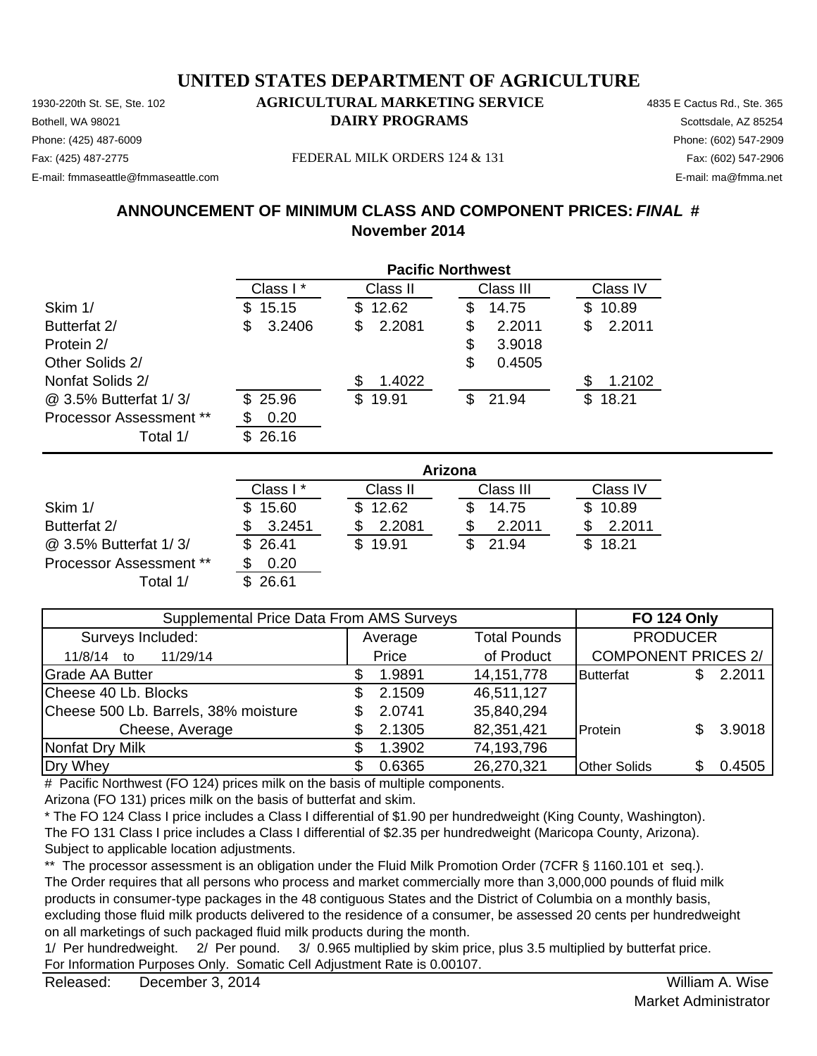# UNITED STATES DEPARTMENT OF AGRICULTURE

## AGRICULTURAL MARKETING SERVICE
## DAIRY PROGRAMS

FEDERAL MILK ORDERS 124 & 131

| 1930-220th St. SE, Ste. 102 | 4835 E Cactus Rd., Ste. 365 |
|---|---|
| Bothell, WA 98021 | Scottsdale, AZ 85254 |
| Phone: (425) 487-6009 | Phone: (602) 547-2909 |
| Fax: (425) 487-2775 | Fax: (602) 547-2906 |
| E-mail: fmmaseattle@fmmaseattle.com | E-mail: ma@fmma.net |

### ANNOUNCEMENT OF MINIMUM CLASS AND COMPONENT PRICES: *FINAL* #
### November 2014

| | Pacific Northwest | | | |
|---|---|---|---|---|
| | Class I * | Class II | Class III | Class IV |
| Skim 1/ | $ 15.15 | $ 12.62 | $ 14.75 | $ 10.89 |
| Butterfat 2/ | $ 3.2406 | $ 2.2081 | $ 2.2011 | $ 2.2011 |
| Protein 2/ | | | $ 3.9018 | |
| Other Solids 2/ | | | $ 0.4505 | |
| Nonfat Solids 2/ | | $ 1.4022 | | $ 1.2102 |
| @ 3.5% Butterfat 1/ 3/ | $ 25.96 | $ 19.91 | $ 21.94 | $ 18.21 |
| Processor Assessment ** | $ 0.20 | | | |
| Total 1/ | $ 26.16 | | | |

| | Arizona | | | |
|---|---|---|---|---|
| | Class I * | Class II | Class III | Class IV |
| Skim 1/ | $ 15.60 | $ 12.62 | $ 14.75 | $ 10.89 |
| Butterfat 2/ | $ 3.2451 | $ 2.2081 | $ 2.2011 | $ 2.2011 |
| @ 3.5% Butterfat 1/ 3/ | $ 26.41 | $ 19.91 | $ 21.94 | $ 18.21 |
| Processor Assessment ** | $ 0.20 | | | |
| Total 1/ | $ 26.61 | | | |

| Supplemental Price Data From AMS Surveys | | | FO 124 Only | |
|---|---|---|---|---|
| Surveys Included: | Average | Total Pounds | PRODUCER | |
| 11/8/14 to 11/29/14 | Price | of Product | COMPONENT PRICES 2/ | |
| Grade AA Butter | $ 1.9891 | 14,151,778 | Butterfat | $ 2.2011 |
| Cheese 40 Lb. Blocks | $ 2.1509 | 46,511,127 | | |
| Cheese 500 Lb. Barrels, 38% moisture | $ 2.0741 | 35,840,294 | | |
| Cheese, Average | $ 2.1305 | 82,351,421 | Protein | $ 3.9018 |
| Nonfat Dry Milk | $ 1.3902 | 74,193,796 | | |
| Dry Whey | $ 0.6365 | 26,270,321 | Other Solids | $ 0.4505 |

# Pacific Northwest (FO 124) prices milk on the basis of multiple components.
Arizona (FO 131) prices milk on the basis of butterfat and skim.

\* The FO 124 Class I price includes a Class I differential of $1.90 per hundredweight (King County, Washington).
The FO 131 Class I price includes a Class I differential of $2.35 per hundredweight (Maricopa County, Arizona).
Subject to applicable location adjustments.

** The processor assessment is an obligation under the Fluid Milk Promotion Order (7CFR § 1160.101 et seq.).
The Order requires that all persons who process and market commercially more than 3,000,000 pounds of fluid milk products in consumer-type packages in the 48 contiguous States and the District of Columbia on a monthly basis, excluding those fluid milk products delivered to the residence of a consumer, be assessed 20 cents per hundredweight on all marketings of such packaged fluid milk products during the month.

1/ Per hundredweight. 2/ Per pound. 3/ 0.965 multiplied by skim price, plus 3.5 multiplied by butterfat price.
For Information Purposes Only. Somatic Cell Adjustment Rate is 0.00107.

Released: December 3, 2014

William A. Wise
Market Administrator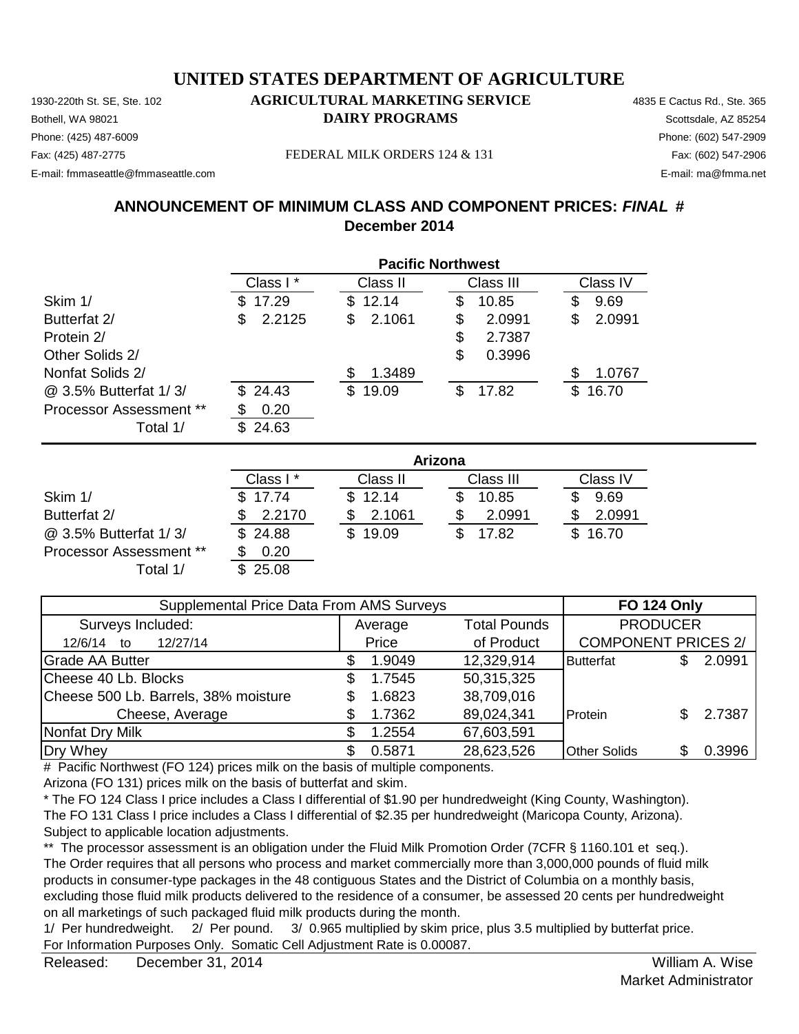# UNITED STATES DEPARTMENT OF AGRICULTURE

## AGRICULTURAL MARKETING SERVICE
## DAIRY PROGRAMS

1930-220th St. SE, Ste. 102
Bothell, WA 98021
Phone: (425) 487-6009
Fax: (425) 487-2775
E-mail: fmmaseattle@fmmaseattle.com

4835 E Cactus Rd., Ste. 365
Scottsdale, AZ 85254
Phone: (602) 547-2909
Fax: (602) 547-2906
E-mail: ma@fmma.net

FEDERAL MILK ORDERS 124 & 131

## ANNOUNCEMENT OF MINIMUM CLASS AND COMPONENT PRICES: *FINAL* #
## December 2014

| | Pacific Northwest | | | |
|---|---|---|---|---|
| | Class I * | Class II | Class III | Class IV |
| Skim 1/ | $ 17.29 | $ 12.14 | $ 10.85 | $ 9.69 |
| Butterfat 2/ | $ 2.2125 | $ 2.1061 | $ 2.0991 | $ 2.0991 |
| Protein 2/ | | | $ 2.7387 | |
| Other Solids 2/ | | | $ 0.3996 | |
| Nonfat Solids 2/ | | $ 1.3489 | | $ 1.0767 |
| @ 3.5% Butterfat 1/ 3/ | $ 24.43 | $ 19.09 | $ 17.82 | $ 16.70 |
| Processor Assessment ** | $ 0.20 | | | |
| Total 1/ | $ 24.63 | | | |

| | Arizona | | | |
|---|---|---|---|---|
| | Class I * | Class II | Class III | Class IV |
| Skim 1/ | $ 17.74 | $ 12.14 | $ 10.85 | $ 9.69 |
| Butterfat 2/ | $ 2.2170 | $ 2.1061 | $ 2.0991 | $ 2.0991 |
| @ 3.5% Butterfat 1/ 3/ | $ 24.88 | $ 19.09 | $ 17.82 | $ 16.70 |
| Processor Assessment ** | $ 0.20 | | | |
| Total 1/ | $ 25.08 | | | |

| Supplemental Price Data From AMS Surveys | | | FO 124 Only | |
|---|---|---|---|---|
| Surveys Included: | Average | Total Pounds | PRODUCER | |
| 12/6/14 to 12/27/14 | Price | of Product | COMPONENT PRICES 2/ | |
| Grade AA Butter | $ 1.9049 | 12,329,914 | Butterfat | $ 2.0991 |
| Cheese 40 Lb. Blocks | $ 1.7545 | 50,315,325 | | |
| Cheese 500 Lb. Barrels, 38% moisture | $ 1.6823 | 38,709,016 | | |
| Cheese, Average | $ 1.7362 | 89,024,341 | Protein | $ 2.7387 |
| Nonfat Dry Milk | $ 1.2554 | 67,603,591 | | |
| Dry Whey | $ 0.5871 | 28,623,526 | Other Solids | $ 0.3996 |

# Pacific Northwest (FO 124) prices milk on the basis of multiple components.
Arizona (FO 131) prices milk on the basis of butterfat and skim.

\* The FO 124 Class I price includes a Class I differential of $1.90 per hundredweight (King County, Washington).
The FO 131 Class I price includes a Class I differential of $2.35 per hundredweight (Maricopa County, Arizona).
Subject to applicable location adjustments.

** The processor assessment is an obligation under the Fluid Milk Promotion Order (7CFR § 1160.101 et seq.).
The Order requires that all persons who process and market commercially more than 3,000,000 pounds of fluid milk products in consumer-type packages in the 48 contiguous States and the District of Columbia on a monthly basis, excluding those fluid milk products delivered to the residence of a consumer, be assessed 20 cents per hundredweight on all marketings of such packaged fluid milk products during the month.

1/ Per hundredweight. 2/ Per pound. 3/ 0.965 multiplied by skim price, plus 3.5 multiplied by butterfat price.
For Information Purposes Only. Somatic Cell Adjustment Rate is 0.00087.

Released: December 31, 2014

William A. Wise
Market Administrator